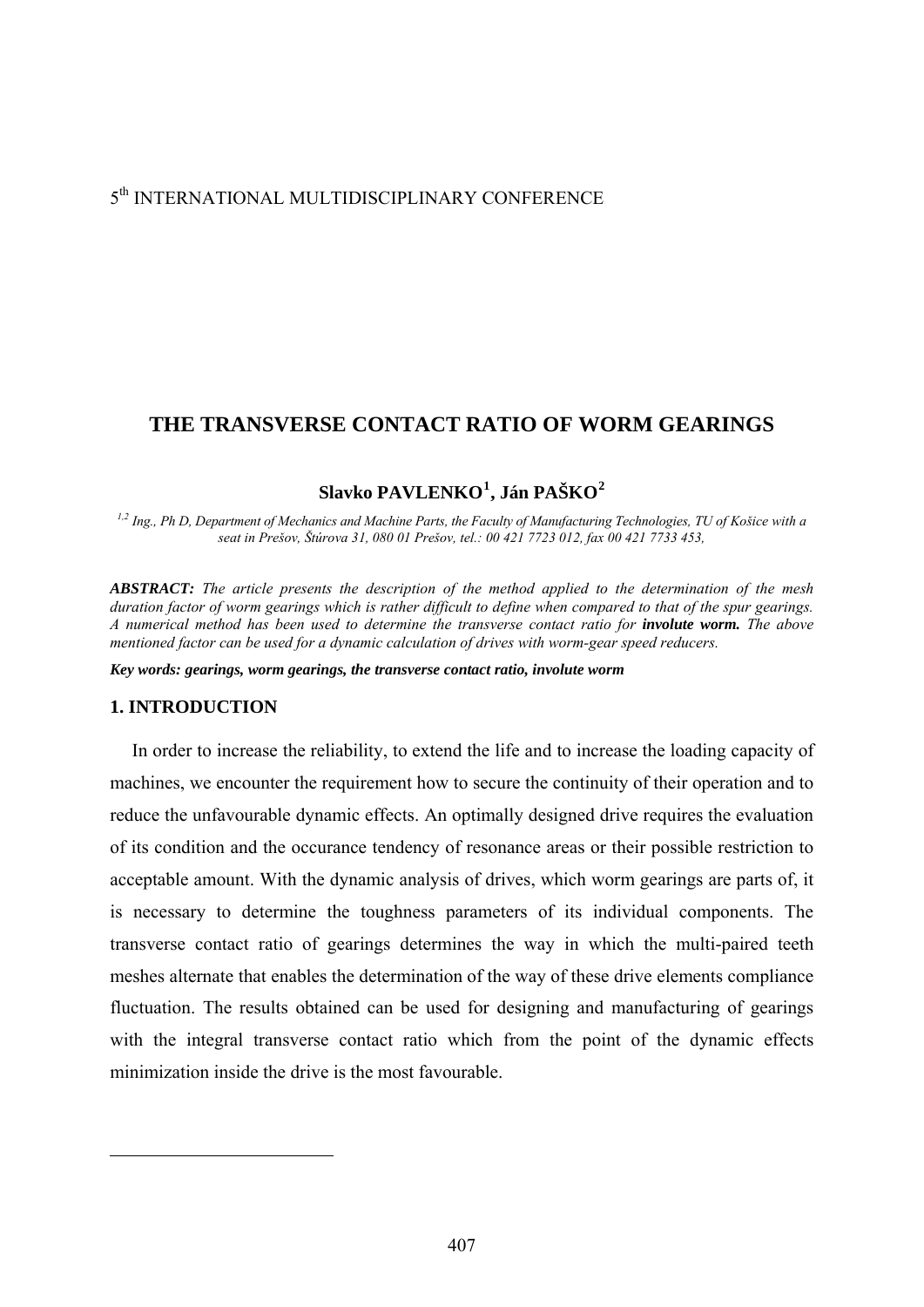5th INTERNATIONAL MULTIDISCIPLINARY CONFERENCE

# THE TRANSVERSE CONTACT RATIO OF WORM GEARINGS

**Slavko PAVLENKO[1], Ján PAŠKO[2]**

*[1,2] Ing., Ph D, Department of Mechanics and Machine Parts, the Faculty of Manufacturing Technologies, TU of Košice with a seat in Prešov, Štúrova 31, 080 01 Prešov, tel.: 00 421 7723 012, fax 00 421 7733 453,*

***ABSTRACT:*** *The article presents the description of the method applied to the determination of the mesh duration factor of worm gearings which is rather difficult to define when compared to that of the spur gearings. A numerical method has been used to determine the transverse contact ratio for* ***involute worm.*** *The above mentioned factor can be used for a dynamic calculation of drives with worm-gear speed reducers.*

***Key words: gearings, worm gearings, the transverse contact ratio, involute worm***

## 1. INTRODUCTION

In order to increase the reliability, to extend the life and to increase the loading capacity of machines, we encounter the requirement how to secure the continuity of their operation and to reduce the unfavourable dynamic effects. An optimally designed drive requires the evaluation of its condition and the occurance tendency of resonance areas or their possible restriction to acceptable amount. With the dynamic analysis of drives, which worm gearings are parts of, it is necessary to determine the toughness parameters of its individual components. The transverse contact ratio of gearings determines the way in which the multi-paired teeth meshes alternate that enables the determination of the way of these drive elements compliance fluctuation. The results obtained can be used for designing and manufacturing of gearings with the integral transverse contact ratio which from the point of the dynamic effects minimization inside the drive is the most favourable.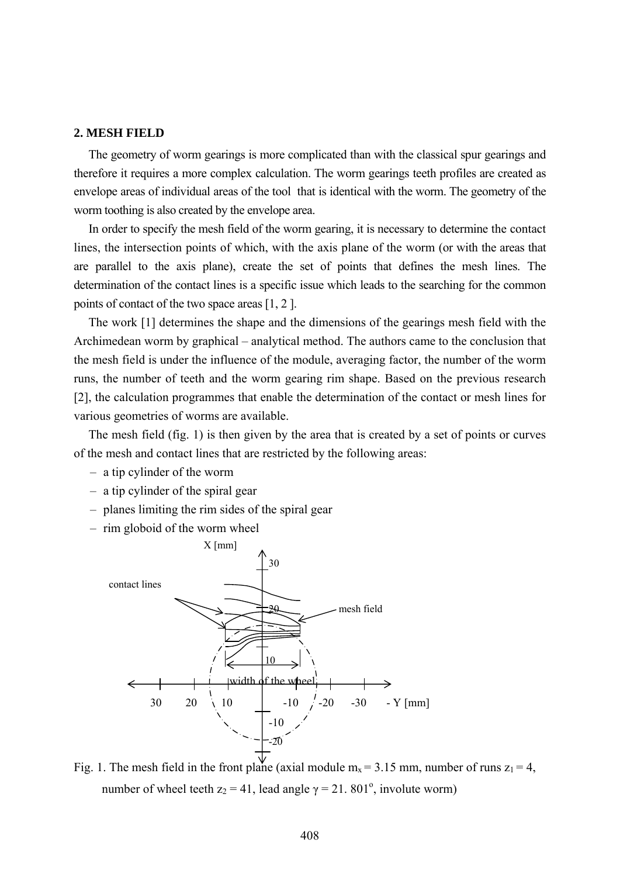## 2. MESH FIELD

The geometry of worm gearings is more complicated than with the classical spur gearings and therefore it requires a more complex calculation. The worm gearings teeth profiles are created as envelope areas of individual areas of the tool that is identical with the worm. The geometry of the worm toothing is also created by the envelope area.

In order to specify the mesh field of the worm gearing, it is necessary to determine the contact lines, the intersection points of which, with the axis plane of the worm (or with the areas that are parallel to the axis plane), create the set of points that defines the mesh lines. The determination of the contact lines is a specific issue which leads to the searching for the common points of contact of the two space areas [1, 2 ].

The work [1] determines the shape and the dimensions of the gearings mesh field with the Archimedean worm by graphical – analytical method. The authors came to the conclusion that the mesh field is under the influence of the module, averaging factor, the number of the worm runs, the number of teeth and the worm gearing rim shape. Based on the previous research [2], the calculation programmes that enable the determination of the contact or mesh lines for various geometries of worms are available.

The mesh field (fig. 1) is then given by the area that is created by a set of points or curves of the mesh and contact lines that are restricted by the following areas:

- a tip cylinder of the worm
- a tip cylinder of the spiral gear
- planes limiting the rim sides of the spiral gear
- rim globoid of the worm wheel

Fig. 1. The mesh field in the front plane (axial module $m_x = 3.15$ mm, number of runs $z_1 = 4$, number of wheel teeth $z_2 = 41$, lead angle $\gamma = 21.801^{\circ}$, involute worm)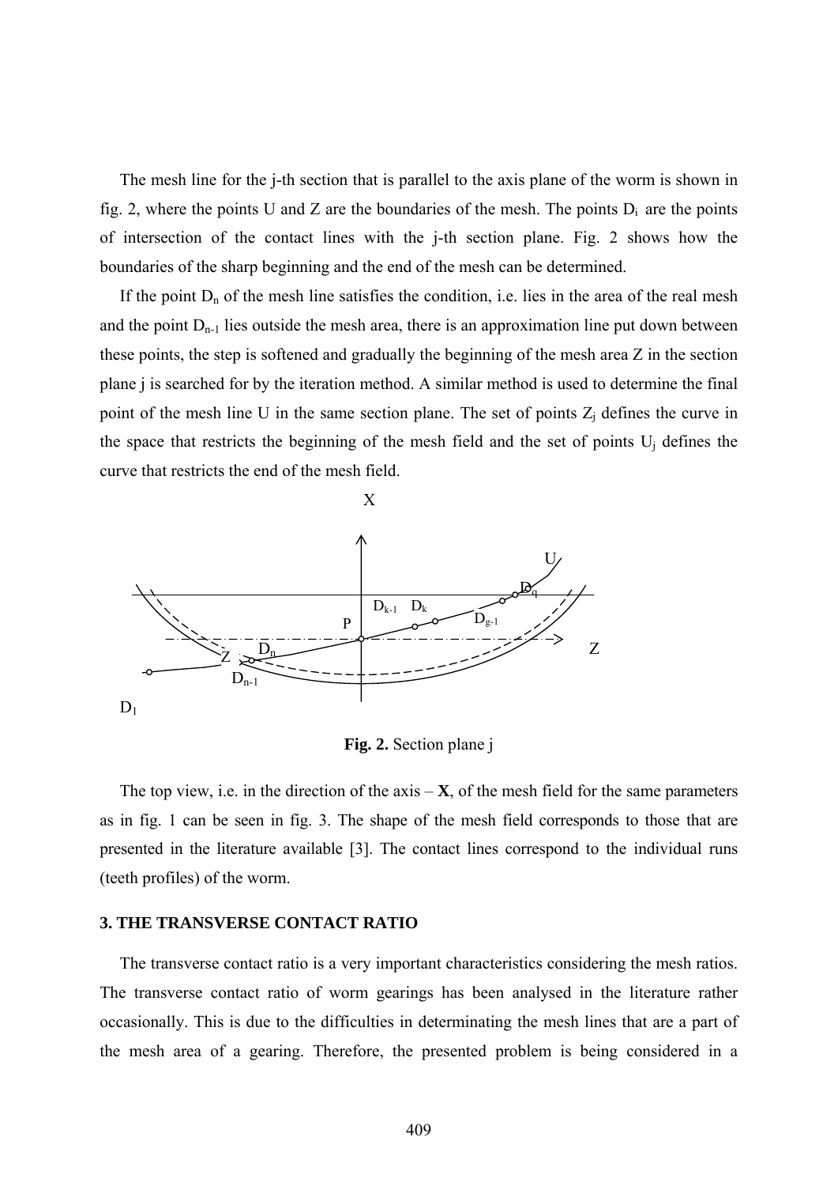The mesh line for the j-th section that is parallel to the axis plane of the worm is shown in fig. 2, where the points U and Z are the boundaries of the mesh. The points $D_i$ are the points of intersection of the contact lines with the j-th section plane. Fig. 2 shows how the boundaries of the sharp beginning and the end of the mesh can be determined.

If the point $D_n$ of the mesh line satisfies the condition, i.e. lies in the area of the real mesh and the point $D_{n-1}$ lies outside the mesh area, there is an approximation line put down between these points, the step is softened and gradually the beginning of the mesh area Z in the section plane j is searched for by the iteration method. A similar method is used to determine the final point of the mesh line U in the same section plane. The set of points $Z_j$ defines the curve in the space that restricts the beginning of the mesh field and the set of points $U_j$ defines the curve that restricts the end of the mesh field.

**Fig. 2.** Section plane j

The top view, i.e. in the direction of the axis – **X**, of the mesh field for the same parameters as in fig. 1 can be seen in fig. 3. The shape of the mesh field corresponds to those that are presented in the literature available [3]. The contact lines correspond to the individual runs (teeth profiles) of the worm.

## 3. THE TRANSVERSE CONTACT RATIO

The transverse contact ratio is a very important characteristics considering the mesh ratios. The transverse contact ratio of worm gearings has been analysed in the literature rather occasionally. This is due to the difficulties in determinating the mesh lines that are a part of the mesh area of a gearing. Therefore, the presented problem is being considered in a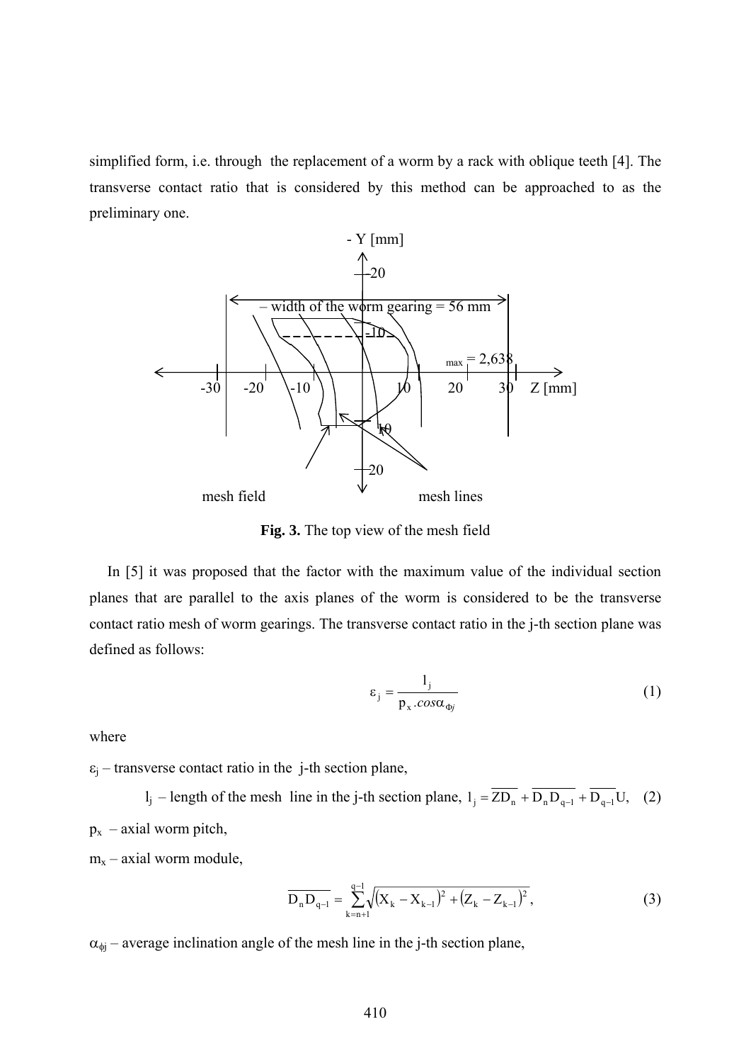simplified form, i.e. through the replacement of a worm by a rack with oblique teeth [4]. The transverse contact ratio that is considered by this method can be approached to as the preliminary one.

- Y [mm]

– width of the worm gearing = 56 mm

$_{max}$ = 2,638

-30 -20 -10 10 20 30 Z [mm]

mesh field mesh lines

**Fig. 3.** The top view of the mesh field

In [5] it was proposed that the factor with the maximum value of the individual section planes that are parallel to the axis planes of the worm is considered to be the transverse contact ratio mesh of worm gearings. The transverse contact ratio in the j-th section plane was defined as follows:

$$\varepsilon_j = \frac{l_j}{p_x . cos\alpha_{\Phi j}} \tag{1}$$

where

$\varepsilon_j$ – transverse contact ratio in the j-th section plane,

$l_j$ – length of the mesh line in the j-th section plane, $l_j = \overline{ZD_n} + \overline{D_n D_{q-1}} + \overline{D_{q-1} U}$, (2)

$p_x$ – axial worm pitch,

$m_x$ – axial worm module,

$$\overline{D_n D_{q-1}} = \sum_{k=n+1}^{q-1} \sqrt{(X_k - X_{k-1})^2 + (Z_k - Z_{k-1})^2}, \tag{3}$$

$\alpha_{\Phi j}$ – average inclination angle of the mesh line in the j-th section plane,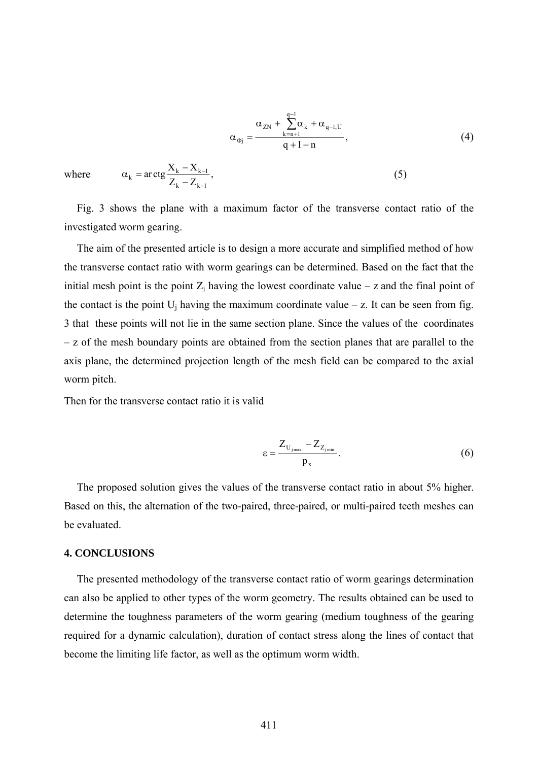$$\alpha_{\Phi j} = \frac{\alpha_{ZN} + \sum_{k=n+1}^{q-1} \alpha_k + \alpha_{q-1,U}}{q+1-n}, \tag{4}$$

where $\quad \alpha_k = \operatorname{arctg} \dfrac{X_k - X_{k-1}}{Z_k - Z_{k-1}}, \qquad (5)$

Fig. 3 shows the plane with a maximum factor of the transverse contact ratio of the investigated worm gearing.

The aim of the presented article is to design a more accurate and simplified method of how the transverse contact ratio with worm gearings can be determined. Based on the fact that the initial mesh point is the point $Z_j$ having the lowest coordinate value – z and the final point of the contact is the point $U_j$ having the maximum coordinate value – z. It can be seen from fig. 3 that these points will not lie in the same section plane. Since the values of the coordinates – z of the mesh boundary points are obtained from the section planes that are parallel to the axis plane, the determined projection length of the mesh field can be compared to the axial worm pitch.

Then for the transverse contact ratio it is valid

$$\varepsilon = \frac{Z_{U_{j\max}} - Z_{Z_{j\min}}}{p_x}. \tag{6}$$

The proposed solution gives the values of the transverse contact ratio in about 5% higher. Based on this, the alternation of the two-paired, three-paired, or multi-paired teeth meshes can be evaluated.

## 4. CONCLUSIONS

The presented methodology of the transverse contact ratio of worm gearings determination can also be applied to other types of the worm geometry. The results obtained can be used to determine the toughness parameters of the worm gearing (medium toughness of the gearing required for a dynamic calculation), duration of contact stress along the lines of contact that become the limiting life factor, as well as the optimum worm width.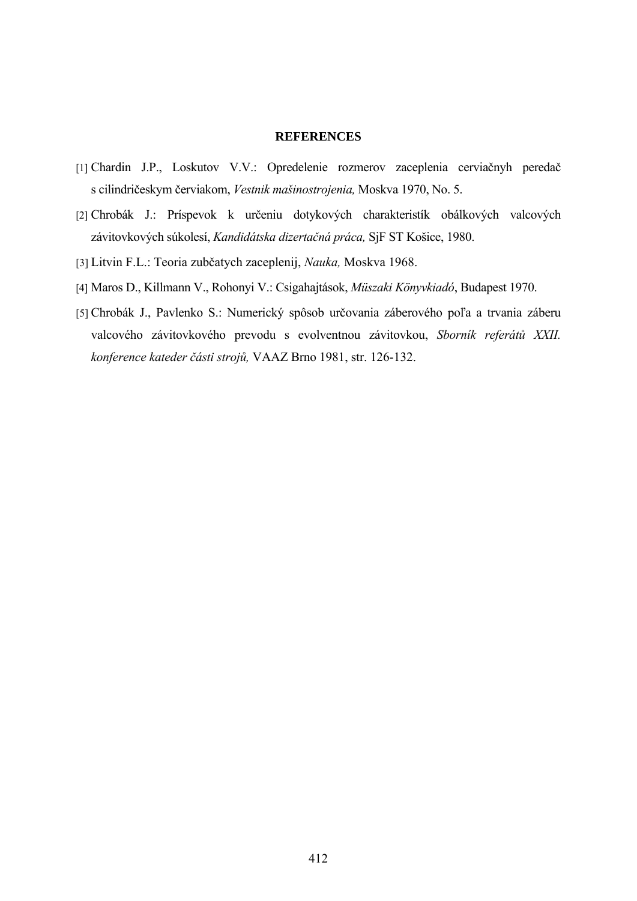## REFERENCES

[1] Chardin J.P., Loskutov V.V.: Opredelenie rozmerov zaceplenia cerviačnyh peredač s cilindričeskym červiakom, *Vestnik mašinostrojenia,* Moskva 1970, No. 5.

[2] Chrobák J.: Príspevok k určeniu dotykových charakteristík obálkových valcových závitovkových súkolesí, *Kandidátska dizertačná práca,* SjF ST Košice, 1980.

[3] Litvin F.L.: Teoria zubčatych zaceplenij, *Nauka,* Moskva 1968.

[4] Maros D., Killmann V., Rohonyi V.: Csigahajtások, *Müszaki Könyvkiadó*, Budapest 1970.

[5] Chrobák J., Pavlenko S.: Numerický spôsob určovania záberového poľa a trvania záberu valcového závitovkového prevodu s evolventnou závitovkou, *Sborník referátů XXII. konference kateder části strojů,* VAAZ Brno 1981, str. 126-132.